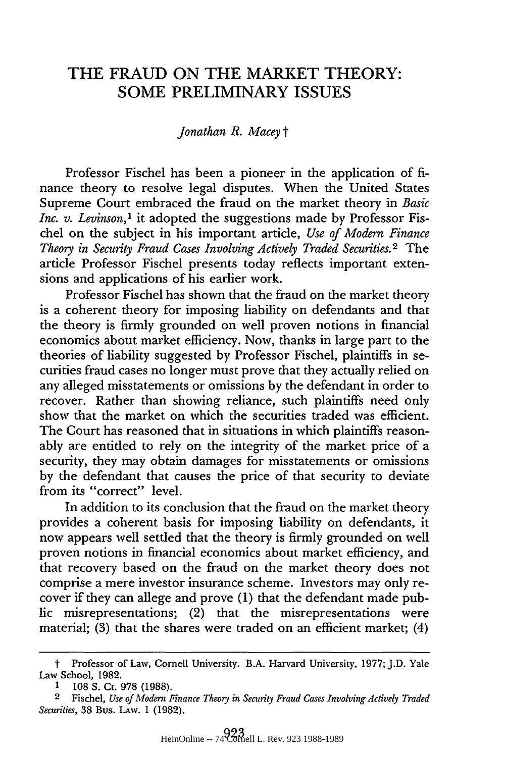# THE FRAUD ON THE MARKET THEORY: SOME PRELIMINARY ISSUES

*Jonathan R. Macey*†

Professor Fischel has been a pioneer in the application of finance theory to resolve legal disputes. When the United States Supreme Court embraced the fraud on the market theory in *Basic Inc. v. Levinson*,[1] it adopted the suggestions made by Professor Fischel on the subject in his important article, *Use of Modern Finance Theory in Security Fraud Cases Involving Actively Traded Securities.*[2] The article Professor Fischel presents today reflects important extensions and applications of his earlier work.

Professor Fischel has shown that the fraud on the market theory is a coherent theory for imposing liability on defendants and that the theory is firmly grounded on well proven notions in financial economics about market efficiency. Now, thanks in large part to the theories of liability suggested by Professor Fischel, plaintiffs in securities fraud cases no longer must prove that they actually relied on any alleged misstatements or omissions by the defendant in order to recover. Rather than showing reliance, such plaintiffs need only show that the market on which the securities traded was efficient. The Court has reasoned that in situations in which plaintiffs reasonably are entitled to rely on the integrity of the market price of a security, they may obtain damages for misstatements or omissions by the defendant that causes the price of that security to deviate from its "correct" level.

In addition to its conclusion that the fraud on the market theory provides a coherent basis for imposing liability on defendants, it now appears well settled that the theory is firmly grounded on well proven notions in financial economics about market efficiency, and that recovery based on the fraud on the market theory does not comprise a mere investor insurance scheme. Investors may only recover if they can allege and prove (1) that the defendant made public misrepresentations; (2) that the misrepresentations were material; (3) that the shares were traded on an efficient market; (4)

---

† Professor of Law, Cornell University. B.A. Harvard University, 1977; J.D. Yale Law School, 1982.

1 108 S. Ct. 978 (1988).

2 Fischel, *Use of Modern Finance Theory in Security Fraud Cases Involving Actively Traded Securities*, 38 Bus. Law. 1 (1982).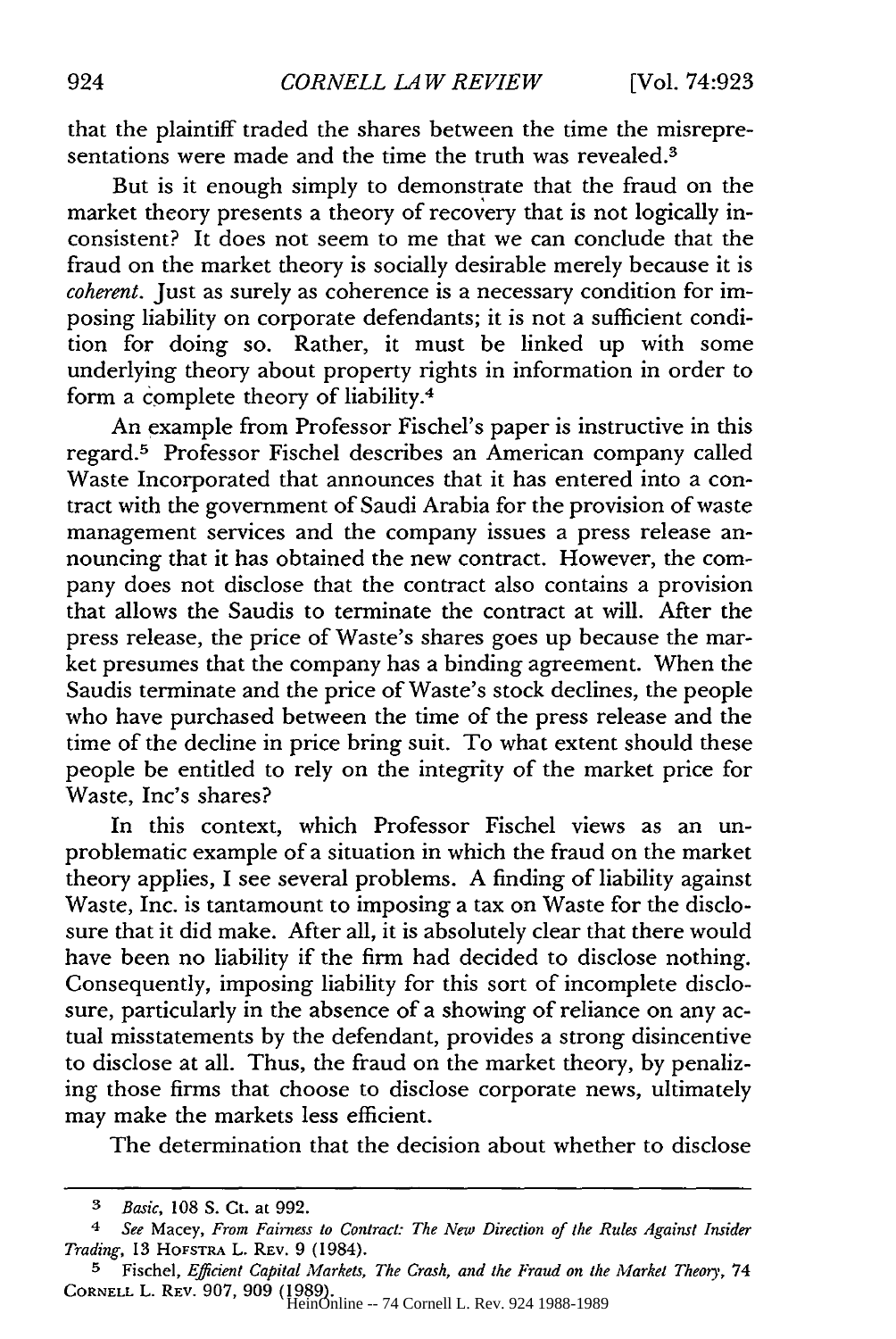that the plaintiff traded the shares between the time the misrepresentations were made and the time the truth was revealed.[3]

But is it enough simply to demonstrate that the fraud on the market theory presents a theory of recovery that is not logically inconsistent? It does not seem to me that we can conclude that the fraud on the market theory is socially desirable merely because it is *coherent*. Just as surely as coherence is a necessary condition for imposing liability on corporate defendants; it is not a sufficient condition for doing so. Rather, it must be linked up with some underlying theory about property rights in information in order to form a complete theory of liability.[4]

An example from Professor Fischel's paper is instructive in this regard.[5] Professor Fischel describes an American company called Waste Incorporated that announces that it has entered into a contract with the government of Saudi Arabia for the provision of waste management services and the company issues a press release announcing that it has obtained the new contract. However, the company does not disclose that the contract also contains a provision that allows the Saudis to terminate the contract at will. After the press release, the price of Waste's shares goes up because the market presumes that the company has a binding agreement. When the Saudis terminate and the price of Waste's stock declines, the people who have purchased between the time of the press release and the time of the decline in price bring suit. To what extent should these people be entitled to rely on the integrity of the market price for Waste, Inc's shares?

In this context, which Professor Fischel views as an unproblematic example of a situation in which the fraud on the market theory applies, I see several problems. A finding of liability against Waste, Inc. is tantamount to imposing a tax on Waste for the disclosure that it did make. After all, it is absolutely clear that there would have been no liability if the firm had decided to disclose nothing. Consequently, imposing liability for this sort of incomplete disclosure, particularly in the absence of a showing of reliance on any actual misstatements by the defendant, provides a strong disincentive to disclose at all. Thus, the fraud on the market theory, by penalizing those firms that choose to disclose corporate news, ultimately may make the markets less efficient.

The determination that the decision about whether to disclose

---

[3] *Basic*, 108 S. Ct. at 992.

[4] *See* Macey, *From Fairness to Contract: The New Direction of the Rules Against Insider Trading*, 13 HOFSTRA L. REV. 9 (1984).

[5] Fischel, *Efficient Capital Markets, The Crash, and the Fraud on the Market Theory*, 74 CORNELL L. REV. 907, 909 (1989).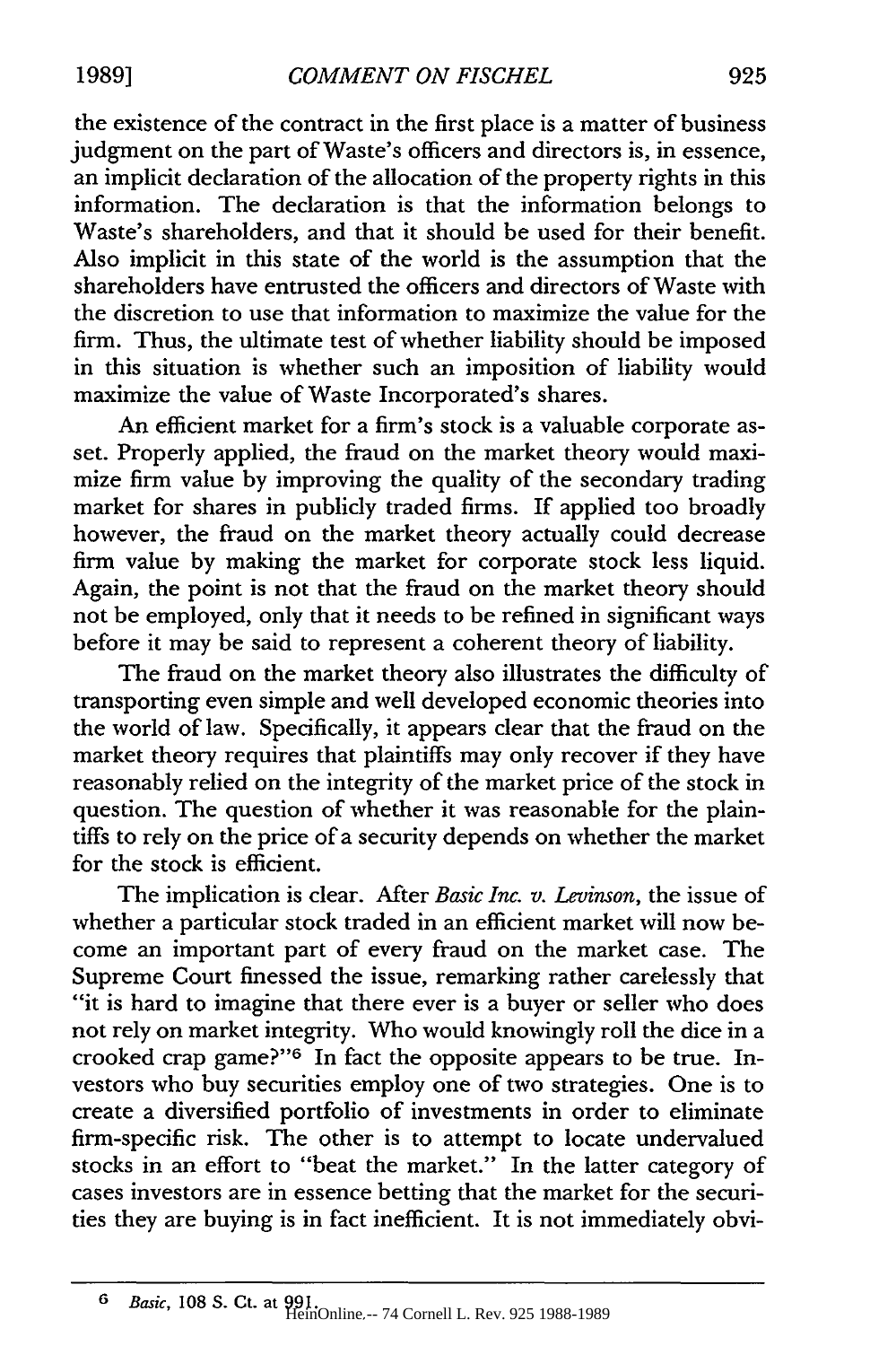the existence of the contract in the first place is a matter of business judgment on the part of Waste's officers and directors is, in essence, an implicit declaration of the allocation of the property rights in this information. The declaration is that the information belongs to Waste's shareholders, and that it should be used for their benefit. Also implicit in this state of the world is the assumption that the shareholders have entrusted the officers and directors of Waste with the discretion to use that information to maximize the value for the firm. Thus, the ultimate test of whether liability should be imposed in this situation is whether such an imposition of liability would maximize the value of Waste Incorporated's shares.

An efficient market for a firm's stock is a valuable corporate asset. Properly applied, the fraud on the market theory would maximize firm value by improving the quality of the secondary trading market for shares in publicly traded firms. If applied too broadly however, the fraud on the market theory actually could decrease firm value by making the market for corporate stock less liquid. Again, the point is not that the fraud on the market theory should not be employed, only that it needs to be refined in significant ways before it may be said to represent a coherent theory of liability.

The fraud on the market theory also illustrates the difficulty of transporting even simple and well developed economic theories into the world of law. Specifically, it appears clear that the fraud on the market theory requires that plaintiffs may only recover if they have reasonably relied on the integrity of the market price of the stock in question. The question of whether it was reasonable for the plaintiffs to rely on the price of a security depends on whether the market for the stock is efficient.

The implication is clear. After *Basic Inc. v. Levinson*, the issue of whether a particular stock traded in an efficient market will now become an important part of every fraud on the market case. The Supreme Court finessed the issue, remarking rather carelessly that "it is hard to imagine that there ever is a buyer or seller who does not rely on market integrity. Who would knowingly roll the dice in a crooked crap game?"[6] In fact the opposite appears to be true. Investors who buy securities employ one of two strategies. One is to create a diversified portfolio of investments in order to eliminate firm-specific risk. The other is to attempt to locate undervalued stocks in an effort to "beat the market." In the latter category of cases investors are in essence betting that the market for the securities they are buying is in fact inefficient. It is not immediately obvi-

---

[6] *Basic*, 108 S. Ct. at 991.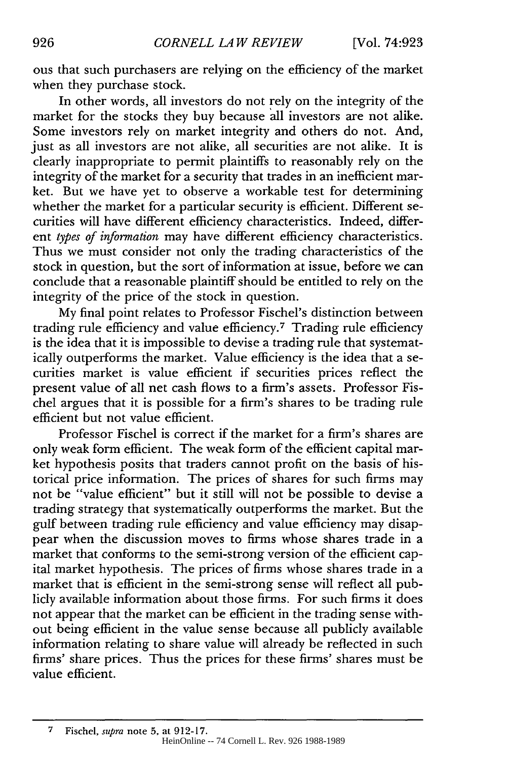ous that such purchasers are relying on the efficiency of the market when they purchase stock.

In other words, all investors do not rely on the integrity of the market for the stocks they buy because all investors are not alike. Some investors rely on market integrity and others do not. And, just as all investors are not alike, all securities are not alike. It is clearly inappropriate to permit plaintiffs to reasonably rely on the integrity of the market for a security that trades in an inefficient market. But we have yet to observe a workable test for determining whether the market for a particular security is efficient. Different securities will have different efficiency characteristics. Indeed, different *types of information* may have different efficiency characteristics. Thus we must consider not only the trading characteristics of the stock in question, but the sort of information at issue, before we can conclude that a reasonable plaintiff should be entitled to rely on the integrity of the price of the stock in question.

My final point relates to Professor Fischel's distinction between trading rule efficiency and value efficiency.[7] Trading rule efficiency is the idea that it is impossible to devise a trading rule that systematically outperforms the market. Value efficiency is the idea that a securities market is value efficient if securities prices reflect the present value of all net cash flows to a firm's assets. Professor Fischel argues that it is possible for a firm's shares to be trading rule efficient but not value efficient.

Professor Fischel is correct if the market for a firm's shares are only weak form efficient. The weak form of the efficient capital market hypothesis posits that traders cannot profit on the basis of historical price information. The prices of shares for such firms may not be "value efficient" but it still will not be possible to devise a trading strategy that systematically outperforms the market. But the gulf between trading rule efficiency and value efficiency may disappear when the discussion moves to firms whose shares trade in a market that conforms to the semi-strong version of the efficient capital market hypothesis. The prices of firms whose shares trade in a market that is efficient in the semi-strong sense will reflect all publicly available information about those firms. For such firms it does not appear that the market can be efficient in the trading sense without being efficient in the value sense because all publicly available information relating to share value will already be reflected in such firms' share prices. Thus the prices for these firms' shares must be value efficient.

---

[7] Fischel, *supra* note 5, at 912-17.